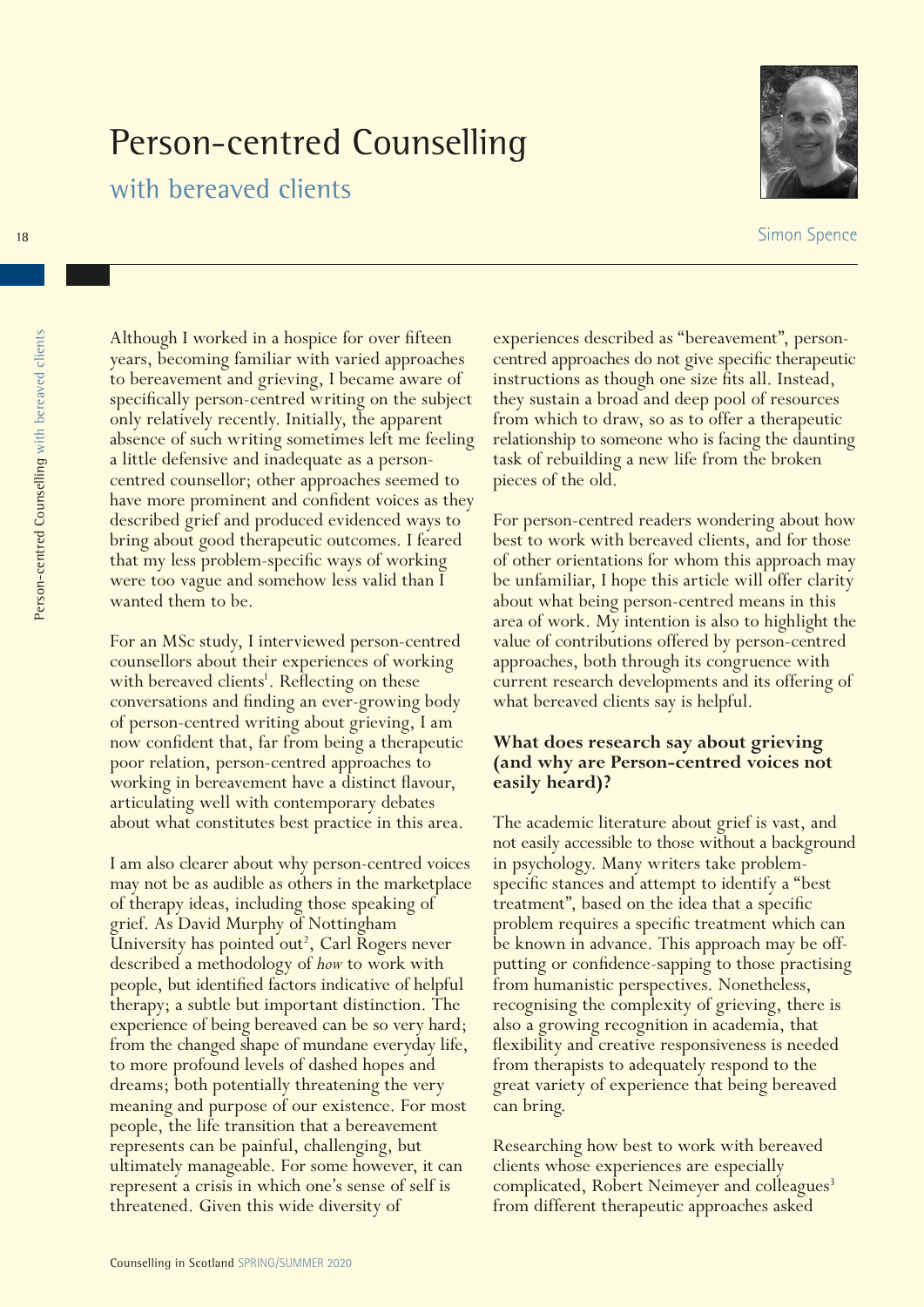# Person-centred Counselling

## with bereaved clients

Simon Spence

Although I worked in a hospice for over fifteen years, becoming familiar with varied approaches to bereavement and grieving, I became aware of specifically person-centred writing on the subject only relatively recently. Initially, the apparent absence of such writing sometimes left me feeling a little defensive and inadequate as a person-centred counsellor; other approaches seemed to have more prominent and confident voices as they described grief and produced evidenced ways to bring about good therapeutic outcomes. I feared that my less problem-specific ways of working were too vague and somehow less valid than I wanted them to be.

For an MSc study, I interviewed person-centred counsellors about their experiences of working with bereaved clients[1]. Reflecting on these conversations and finding an ever-growing body of person-centred writing about grieving, I am now confident that, far from being a therapeutic poor relation, person-centred approaches to working in bereavement have a distinct flavour, articulating well with contemporary debates about what constitutes best practice in this area.

I am also clearer about why person-centred voices may not be as audible as others in the marketplace of therapy ideas, including those speaking of grief. As David Murphy of Nottingham University has pointed out[2], Carl Rogers never described a methodology of *how* to work with people, but identified factors indicative of helpful therapy; a subtle but important distinction. The experience of being bereaved can be so very hard; from the changed shape of mundane everyday life, to more profound levels of dashed hopes and dreams; both potentially threatening the very meaning and purpose of our existence. For most people, the life transition that a bereavement represents can be painful, challenging, but ultimately manageable. For some however, it can represent a crisis in which one's sense of self is threatened. Given this wide diversity of experiences described as "bereavement", person-centred approaches do not give specific therapeutic instructions as though one size fits all. Instead, they sustain a broad and deep pool of resources from which to draw, so as to offer a therapeutic relationship to someone who is facing the daunting task of rebuilding a new life from the broken pieces of the old.

For person-centred readers wondering about how best to work with bereaved clients, and for those of other orientations for whom this approach may be unfamiliar, I hope this article will offer clarity about what being person-centred means in this area of work. My intention is also to highlight the value of contributions offered by person-centred approaches, both through its congruence with current research developments and its offering of what bereaved clients say is helpful.

### What does research say about grieving (and why are Person-centred voices not easily heard)?

The academic literature about grief is vast, and not easily accessible to those without a background in psychology. Many writers take problem-specific stances and attempt to identify a "best treatment", based on the idea that a specific problem requires a specific treatment which can be known in advance. This approach may be off-putting or confidence-sapping to those practising from humanistic perspectives. Nonetheless, recognising the complexity of grieving, there is also a growing recognition in academia, that flexibility and creative responsiveness is needed from therapists to adequately respond to the great variety of experience that being bereaved can bring.

Researching how best to work with bereaved clients whose experiences are especially complicated, Robert Neimeyer and colleagues[3] from different therapeutic approaches asked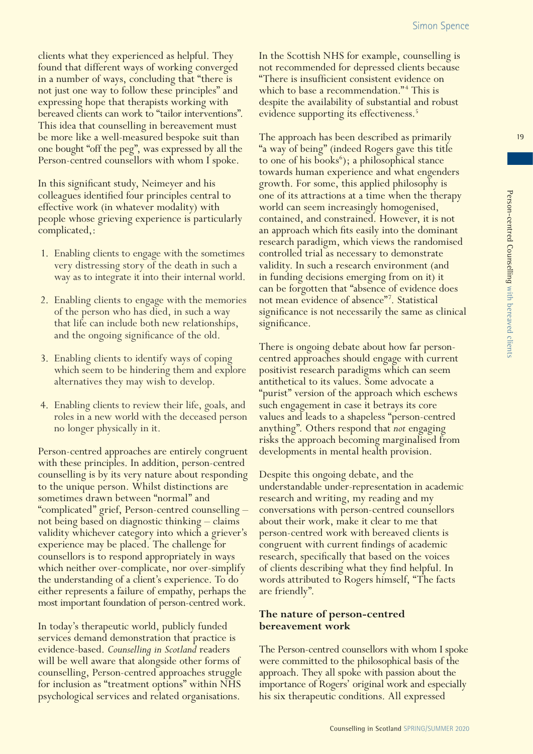clients what they experienced as helpful. They found that different ways of working converged in a number of ways, concluding that "there is not just one way to follow these principles" and expressing hope that therapists working with bereaved clients can work to "tailor interventions". This idea that counselling in bereavement must be more like a well-measured bespoke suit than one bought "off the peg", was expressed by all the Person-centred counsellors with whom I spoke.

In this significant study, Neimeyer and his colleagues identified four principles central to effective work (in whatever modality) with people whose grieving experience is particularly complicated,:

1. Enabling clients to engage with the sometimes very distressing story of the death in such a way as to integrate it into their internal world.
2. Enabling clients to engage with the memories of the person who has died, in such a way that life can include both new relationships, and the ongoing significance of the old.
3. Enabling clients to identify ways of coping which seem to be hindering them and explore alternatives they may wish to develop.
4. Enabling clients to review their life, goals, and roles in a new world with the deceased person no longer physically in it.

Person-centred approaches are entirely congruent with these principles. In addition, person-centred counselling is by its very nature about responding to the unique person. Whilst distinctions are sometimes drawn between "normal" and "complicated" grief, Person-centred counselling – not being based on diagnostic thinking – claims validity whichever category into which a griever's experience may be placed. The challenge for counsellors is to respond appropriately in ways which neither over-complicate, nor over-simplify the understanding of a client's experience. To do either represents a failure of empathy, perhaps the most important foundation of person-centred work.

In today's therapeutic world, publicly funded services demand demonstration that practice is evidence-based. *Counselling in Scotland* readers will be well aware that alongside other forms of counselling, Person-centred approaches struggle for inclusion as "treatment options" within NHS psychological services and related organisations.

In the Scottish NHS for example, counselling is not recommended for depressed clients because "There is insufficient consistent evidence on which to base a recommendation."[4] This is despite the availability of substantial and robust evidence supporting its effectiveness.[5]

The approach has been described as primarily "a way of being" (indeed Rogers gave this title to one of his books[6]); a philosophical stance towards human experience and what engenders growth. For some, this applied philosophy is one of its attractions at a time when the therapy world can seem increasingly homogenised, contained, and constrained. However, it is not an approach which fits easily into the dominant research paradigm, which views the randomised controlled trial as necessary to demonstrate validity. In such a research environment (and in funding decisions emerging from on it) it can be forgotten that "absence of evidence does not mean evidence of absence"[7]. Statistical significance is not necessarily the same as clinical significance.

There is ongoing debate about how far person-centred approaches should engage with current positivist research paradigms which can seem antithetical to its values. Some advocate a "purist" version of the approach which eschews such engagement in case it betrays its core values and leads to a shapeless "person-centred anything". Others respond that *not* engaging risks the approach becoming marginalised from developments in mental health provision.

Despite this ongoing debate, and the understandable under-representation in academic research and writing, my reading and my conversations with person-centred counsellors about their work, make it clear to me that person-centred work with bereaved clients is congruent with current findings of academic research, specifically that based on the voices of clients describing what they find helpful. In words attributed to Rogers himself, "The facts are friendly".

## The nature of person-centred bereavement work

The Person-centred counsellors with whom I spoke were committed to the philosophical basis of the approach. They all spoke with passion about the importance of Rogers' original work and especially his six therapeutic conditions. All expressed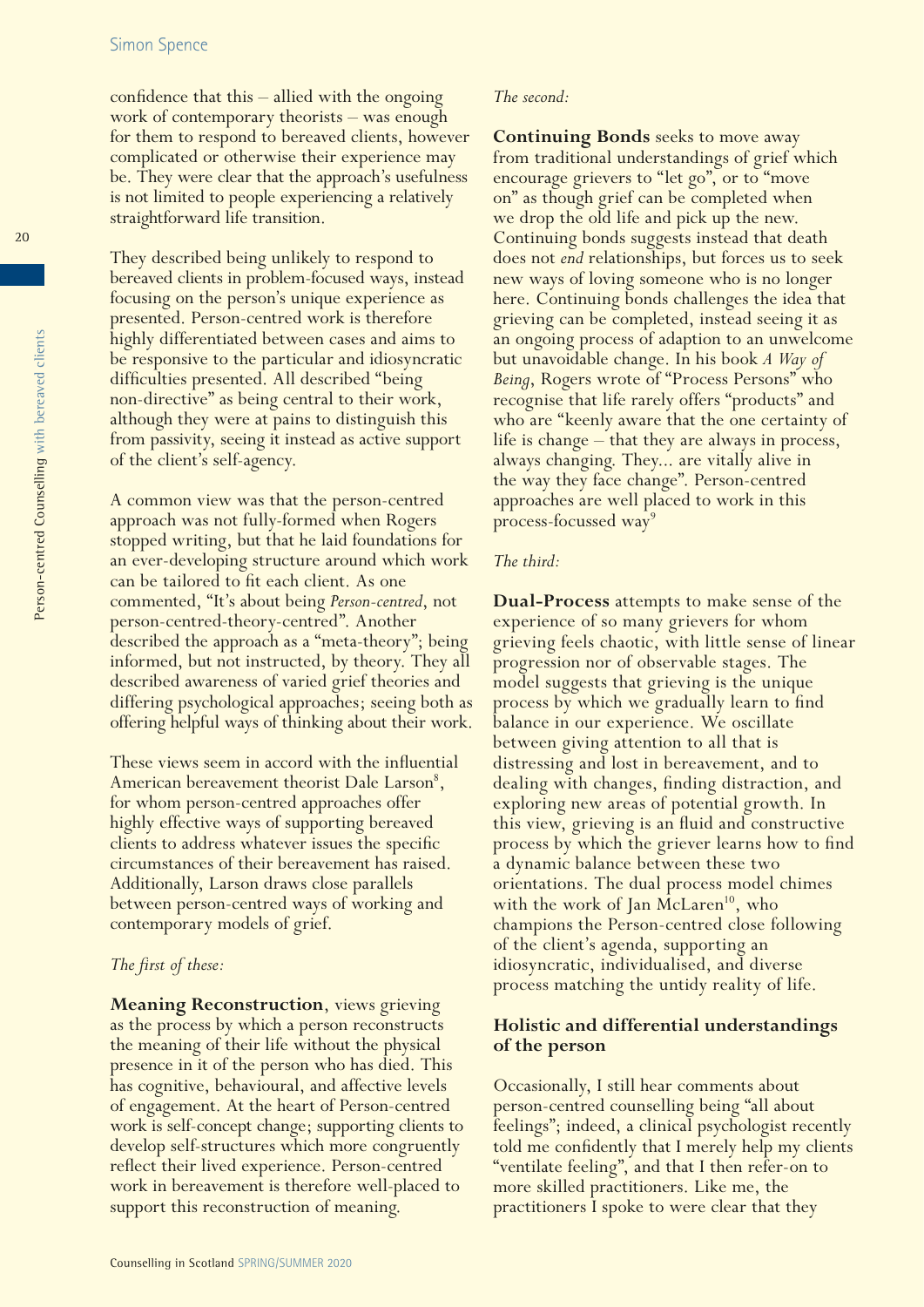confidence that this – allied with the ongoing work of contemporary theorists – was enough for them to respond to bereaved clients, however complicated or otherwise their experience may be. They were clear that the approach's usefulness is not limited to people experiencing a relatively straightforward life transition.

They described being unlikely to respond to bereaved clients in problem-focused ways, instead focusing on the person's unique experience as presented. Person-centred work is therefore highly differentiated between cases and aims to be responsive to the particular and idiosyncratic difficulties presented. All described "being non-directive" as being central to their work, although they were at pains to distinguish this from passivity, seeing it instead as active support of the client's self-agency.

A common view was that the person-centred approach was not fully-formed when Rogers stopped writing, but that he laid foundations for an ever-developing structure around which work can be tailored to fit each client. As one commented, "It's about being *Person-centred*, not person-centred-theory-centred". Another described the approach as a "meta-theory"; being informed, but not instructed, by theory. They all described awareness of varied grief theories and differing psychological approaches; seeing both as offering helpful ways of thinking about their work.

These views seem in accord with the influential American bereavement theorist Dale Larson[8], for whom person-centred approaches offer highly effective ways of supporting bereaved clients to address whatever issues the specific circumstances of their bereavement has raised. Additionally, Larson draws close parallels between person-centred ways of working and contemporary models of grief.

*The first of these:*

**Meaning Reconstruction**, views grieving as the process by which a person reconstructs the meaning of their life without the physical presence in it of the person who has died. This has cognitive, behavioural, and affective levels of engagement. At the heart of Person-centred work is self-concept change; supporting clients to develop self-structures which more congruently reflect their lived experience. Person-centred work in bereavement is therefore well-placed to support this reconstruction of meaning.

*The second:*

**Continuing Bonds** seeks to move away from traditional understandings of grief which encourage grievers to "let go", or to "move on" as though grief can be completed when we drop the old life and pick up the new. Continuing bonds suggests instead that death does not *end* relationships, but forces us to seek new ways of loving someone who is no longer here. Continuing bonds challenges the idea that grieving can be completed, instead seeing it as an ongoing process of adaption to an unwelcome but unavoidable change. In his book *A Way of Being*, Rogers wrote of "Process Persons" who recognise that life rarely offers "products" and who are "keenly aware that the one certainty of life is change – that they are always in process, always changing. They... are vitally alive in the way they face change". Person-centred approaches are well placed to work in this process-focussed way[9]

*The third:*

**Dual-Process** attempts to make sense of the experience of so many grievers for whom grieving feels chaotic, with little sense of linear progression nor of observable stages. The model suggests that grieving is the unique process by which we gradually learn to find balance in our experience. We oscillate between giving attention to all that is distressing and lost in bereavement, and to dealing with changes, finding distraction, and exploring new areas of potential growth. In this view, grieving is an fluid and constructive process by which the griever learns how to find a dynamic balance between these two orientations. The dual process model chimes with the work of Jan McLaren[10], who champions the Person-centred close following of the client's agenda, supporting an idiosyncratic, individualised, and diverse process matching the untidy reality of life.

## Holistic and differential understandings of the person

Occasionally, I still hear comments about person-centred counselling being "all about feelings"; indeed, a clinical psychologist recently told me confidently that I merely help my clients "ventilate feeling", and that I then refer-on to more skilled practitioners. Like me, the practitioners I spoke to were clear that they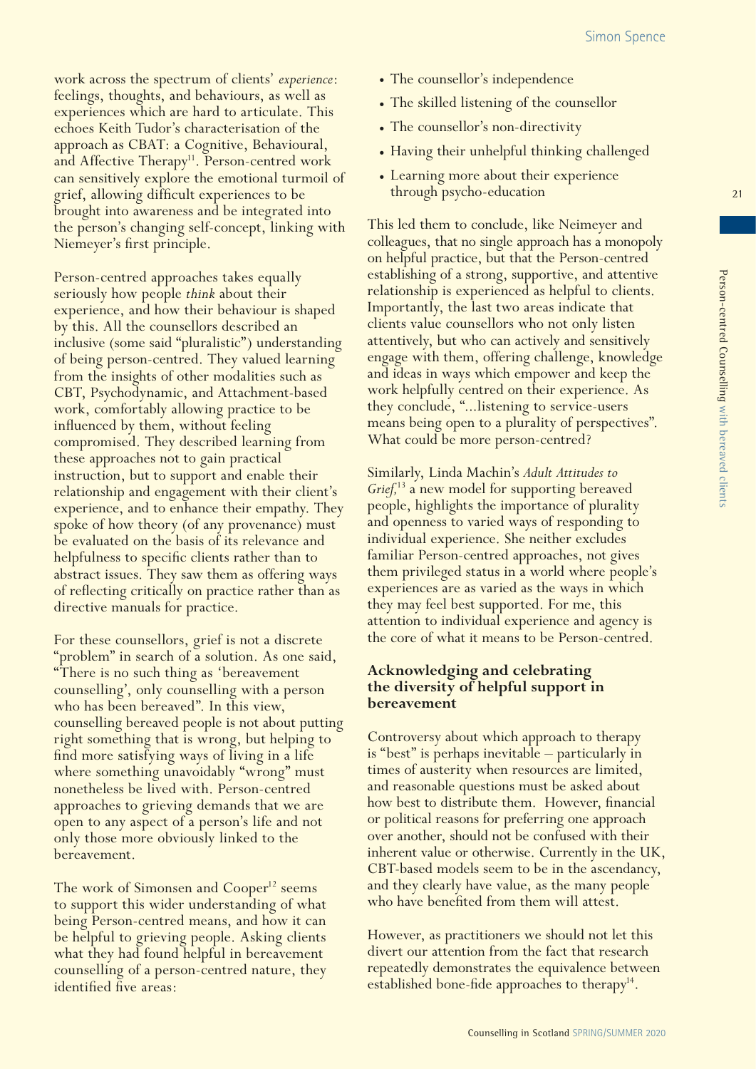work across the spectrum of clients' *experience*: feelings, thoughts, and behaviours, as well as experiences which are hard to articulate. This echoes Keith Tudor's characterisation of the approach as CBAT: a Cognitive, Behavioural, and Affective Therapy[11]. Person-centred work can sensitively explore the emotional turmoil of grief, allowing difficult experiences to be brought into awareness and be integrated into the person's changing self-concept, linking with Niemeyer's first principle.

Person-centred approaches takes equally seriously how people *think* about their experience, and how their behaviour is shaped by this. All the counsellors described an inclusive (some said "pluralistic") understanding of being person-centred. They valued learning from the insights of other modalities such as CBT, Psychodynamic, and Attachment-based work, comfortably allowing practice to be influenced by them, without feeling compromised. They described learning from these approaches not to gain practical instruction, but to support and enable their relationship and engagement with their client's experience, and to enhance their empathy. They spoke of how theory (of any provenance) must be evaluated on the basis of its relevance and helpfulness to specific clients rather than to abstract issues. They saw them as offering ways of reflecting critically on practice rather than as directive manuals for practice.

For these counsellors, grief is not a discrete "problem" in search of a solution. As one said, "There is no such thing as 'bereavement counselling', only counselling with a person who has been bereaved". In this view, counselling bereaved people is not about putting right something that is wrong, but helping to find more satisfying ways of living in a life where something unavoidably "wrong" must nonetheless be lived with. Person-centred approaches to grieving demands that we are open to any aspect of a person's life and not only those more obviously linked to the bereavement.

The work of Simonsen and Cooper[12] seems to support this wider understanding of what being Person-centred means, and how it can be helpful to grieving people. Asking clients what they had found helpful in bereavement counselling of a person-centred nature, they identified five areas:

- The counsellor's independence
- The skilled listening of the counsellor
- The counsellor's non-directivity
- Having their unhelpful thinking challenged
- Learning more about their experience through psycho-education

This led them to conclude, like Neimeyer and colleagues, that no single approach has a monopoly on helpful practice, but that the Person-centred establishing of a strong, supportive, and attentive relationship is experienced as helpful to clients. Importantly, the last two areas indicate that clients value counsellors who not only listen attentively, but who can actively and sensitively engage with them, offering challenge, knowledge and ideas in ways which empower and keep the work helpfully centred on their experience. As they conclude, "...listening to service-users means being open to a plurality of perspectives". What could be more person-centred?

Similarly, Linda Machin's *Adult Attitudes to Grief,*[13] a new model for supporting bereaved people, highlights the importance of plurality and openness to varied ways of responding to individual experience. She neither excludes familiar Person-centred approaches, not gives them privileged status in a world where people's experiences are as varied as the ways in which they may feel best supported. For me, this attention to individual experience and agency is the core of what it means to be Person-centred.

## Acknowledging and celebrating the diversity of helpful support in bereavement

Controversy about which approach to therapy is "best" is perhaps inevitable – particularly in times of austerity when resources are limited, and reasonable questions must be asked about how best to distribute them. However, financial or political reasons for preferring one approach over another, should not be confused with their inherent value or otherwise. Currently in the UK, CBT-based models seem to be in the ascendancy, and they clearly have value, as the many people who have benefited from them will attest.

However, as practitioners we should not let this divert our attention from the fact that research repeatedly demonstrates the equivalence between established bone-fide approaches to therapy[14].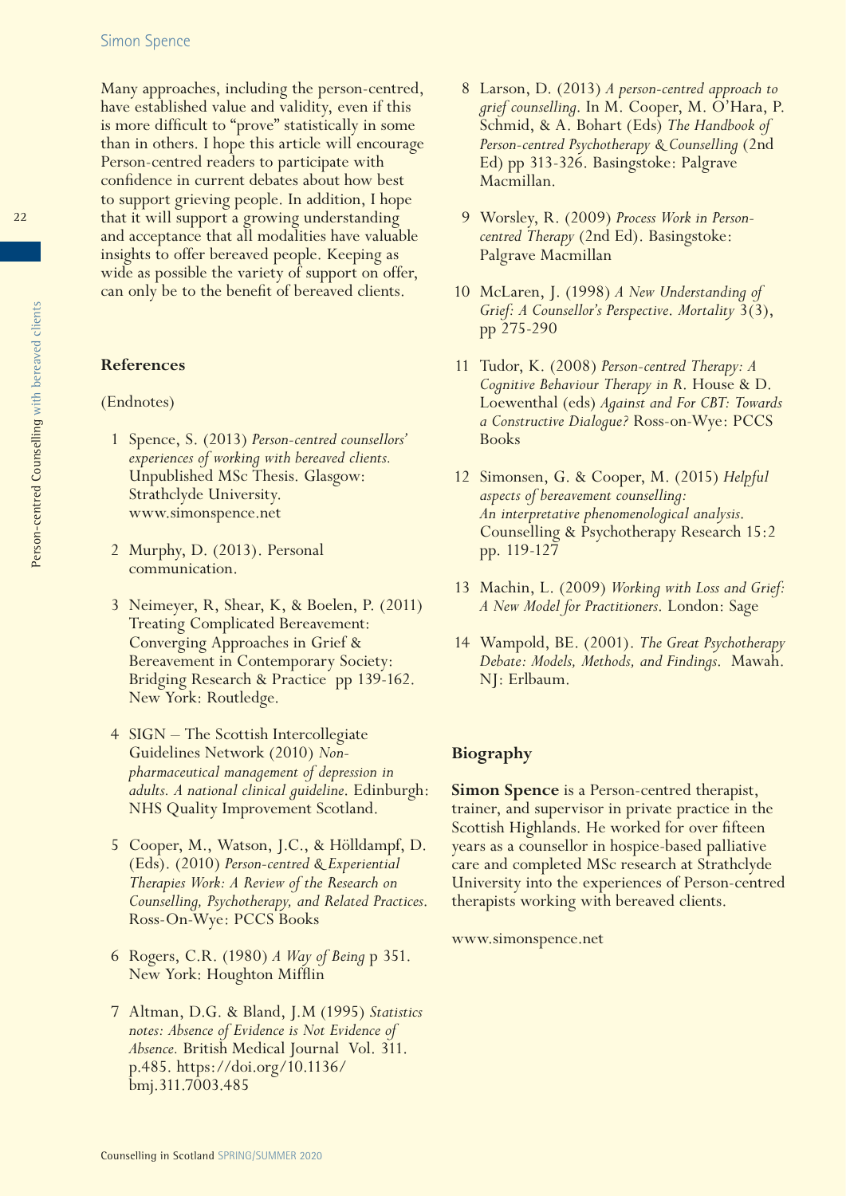Many approaches, including the person-centred, have established value and validity, even if this is more difficult to "prove" statistically in some than in others. I hope this article will encourage Person-centred readers to participate with confidence in current debates about how best to support grieving people. In addition, I hope that it will support a growing understanding and acceptance that all modalities have valuable insights to offer bereaved people. Keeping as wide as possible the variety of support on offer, can only be to the benefit of bereaved clients.

## References

(Endnotes)

1. Spence, S. (2013) *Person-centred counsellors' experiences of working with bereaved clients.* Unpublished MSc Thesis. Glasgow: Strathclyde University. www.simonspence.net
2. Murphy, D. (2013). Personal communication.
3. Neimeyer, R, Shear, K, & Boelen, P. (2011) Treating Complicated Bereavement: Converging Approaches in Grief & Bereavement in Contemporary Society: Bridging Research & Practice pp 139-162. New York: Routledge.
4. SIGN – The Scottish Intercollegiate Guidelines Network (2010) *Non-pharmaceutical management of depression in adults. A national clinical guideline.* Edinburgh: NHS Quality Improvement Scotland.
5. Cooper, M., Watson, J.C., & Hölldampf, D. (Eds). (2010) *Person-centred & Experiential Therapies Work: A Review of the Research on Counselling, Psychotherapy, and Related Practices.* Ross-On-Wye: PCCS Books
6. Rogers, C.R. (1980) *A Way of Being* p 351. New York: Houghton Mifflin
7. Altman, D.G. & Bland, J.M (1995) *Statistics notes: Absence of Evidence is Not Evidence of Absence.* British Medical Journal Vol. 311. p.485. https://doi.org/10.1136/bmj.311.7003.485
8. Larson, D. (2013) *A person-centred approach to grief counselling.* In M. Cooper, M. O'Hara, P. Schmid, & A. Bohart (Eds) *The Handbook of Person-centred Psychotherapy & Counselling* (2nd Ed) pp 313-326. Basingstoke: Palgrave Macmillan.
9. Worsley, R. (2009) *Process Work in Person-centred Therapy* (2nd Ed). Basingstoke: Palgrave Macmillan
10. McLaren, J. (1998) *A New Understanding of Grief: A Counsellor's Perspective. Mortality* 3(3), pp 275-290
11. Tudor, K. (2008) *Person-centred Therapy: A Cognitive Behaviour Therapy in R.* House & D. Loewenthal (eds) *Against and For CBT: Towards a Constructive Dialogue?* Ross-on-Wye: PCCS Books
12. Simonsen, G. & Cooper, M. (2015) *Helpful aspects of bereavement counselling: An interpretative phenomenological analysis.* Counselling & Psychotherapy Research 15:2 pp. 119-127
13. Machin, L. (2009) *Working with Loss and Grief: A New Model for Practitioners.* London: Sage
14. Wampold, BE. (2001). *The Great Psychotherapy Debate: Models, Methods, and Findings.* Mawah. NJ: Erlbaum.

## Biography

**Simon Spence** is a Person-centred therapist, trainer, and supervisor in private practice in the Scottish Highlands. He worked for over fifteen years as a counsellor in hospice-based palliative care and completed MSc research at Strathclyde University into the experiences of Person-centred therapists working with bereaved clients.

www.simonspence.net